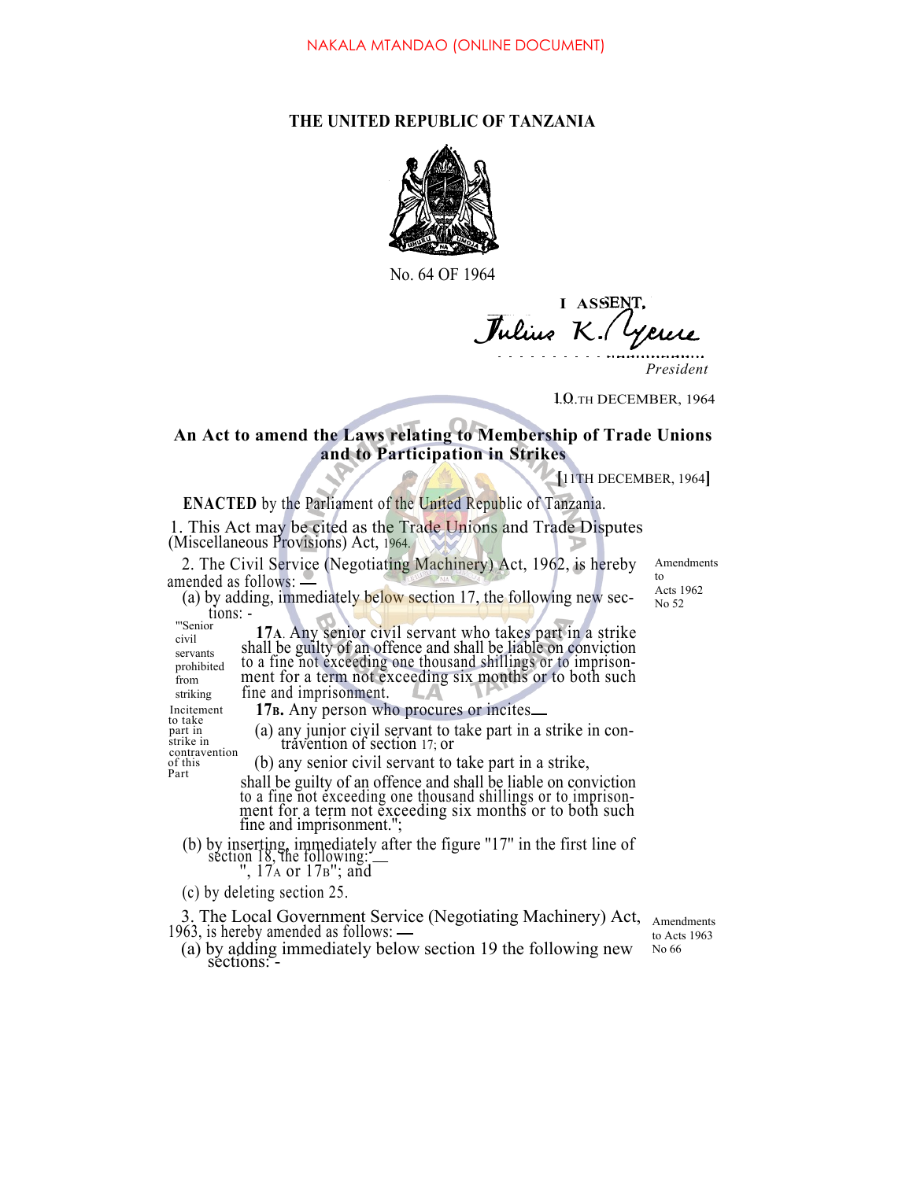NAKALA MTANDAO (ONLINE DOCUMENT)

# THE UNITED REPUBLIC OF TANZANIA

No. 64 OF 1964

I ASSENT,

Julius K. Nyerere

*President*

10TH DECEMBER, 1964

## An Act to amend the Laws relating to Membership of Trade Unions and to Participation in Strikes

[11TH DECEMBER, 1964]

**ENACTED** by the Parliament of the United Republic of Tanzania.

1. This Act may be cited as the Trade Unions and Trade Disputes (Miscellaneous Provisions) Act, 1964.

2. The Civil Service (Negotiating Machinery) Act, 1962, is hereby amended as follows: — *(Amendments to Acts 1962 No 52)*

(a) by adding, immediately below section 17, the following new sections: -

"Senior civil servants prohibited from striking

"**17A**. Any senior civil servant who takes part in a strike shall be guilty of an offence and shall be liable on conviction to a fine not exceeding one thousand shillings or to imprisonment for a term not exceeding six months or to both such fine and imprisonment.

Incitement to take part in strike in contravention of this Part

**17B.** Any person who procures or incites—

(a) any junior civil servant to take part in a strike in contravention of section 17; or

(b) any senior civil servant to take part in a strike,

shall be guilty of an offence and shall be liable on conviction to a fine not exceeding one thousand shillings or to imprisonment for a term not exceeding six months or to both such fine and imprisonment.";

(b) by inserting, immediately after the figure "17" in the first line of section 18, the following: —

", 17A or 17B"; and

(c) by deleting section 25.

3. The Local Government Service (Negotiating Machinery) Act, 1963, is hereby amended as follows: — *(Amendments to Acts 1963 No 66)*

(a) by adding immediately below section 19 the following new sections: -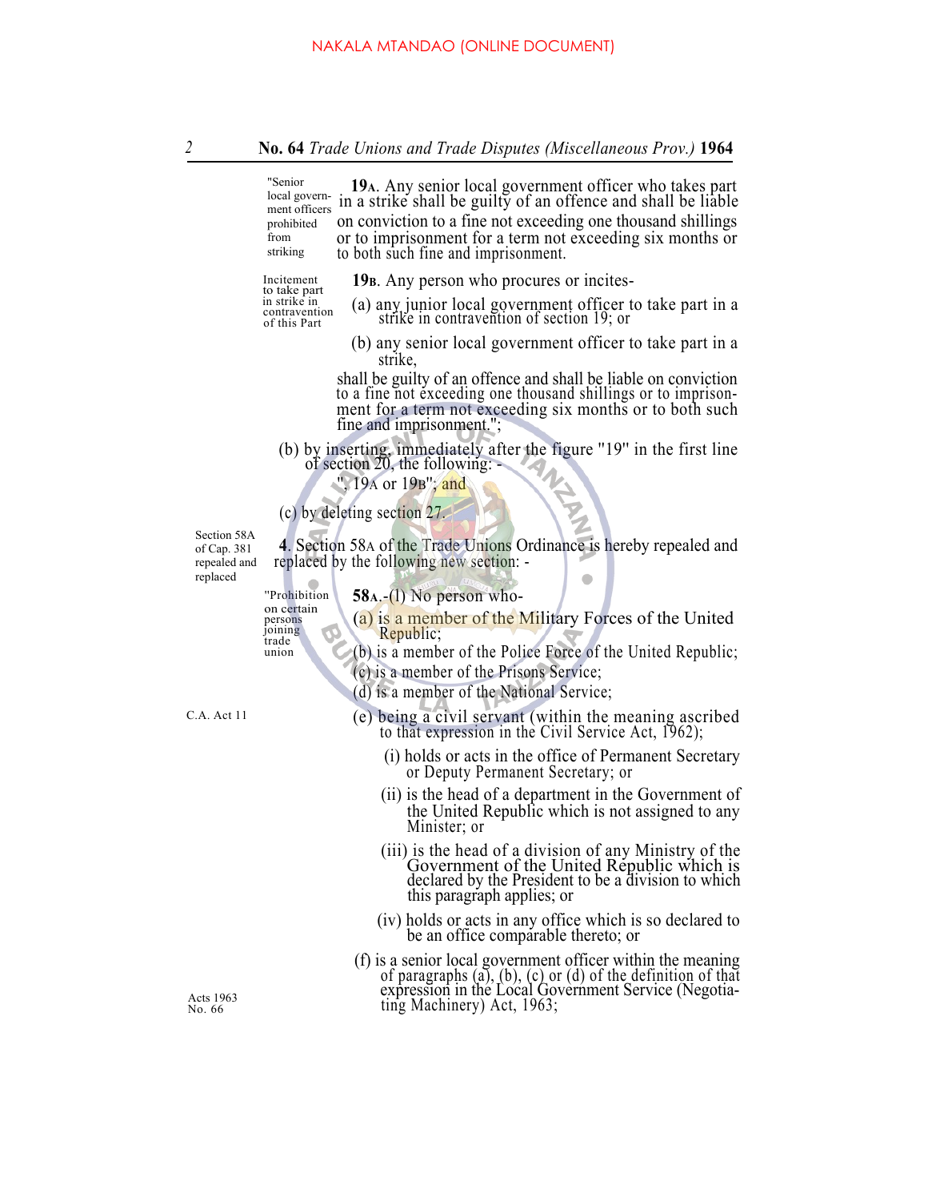"Senior local government officers prohibited from striking

**19A**. Any senior local government officer who takes part in a strike shall be guilty of an offence and shall be liable on conviction to a fine not exceeding one thousand shillings or to imprisonment for a term not exceeding six months or to both such fine and imprisonment.

Incitement to take part in strike in contravention of this Part

**19B**. Any person who procures or incites-

(a) any junior local government officer to take part in a strike in contravention of section 19; or

(b) any senior local government officer to take part in a strike,

shall be guilty of an offence and shall be liable on conviction to a fine not exceeding one thousand shillings or to imprisonment for a term not exceeding six months or to both such fine and imprisonment.";

(b) by inserting, immediately after the figure "19" in the first line of section 20, the following: -

", 19A or 19B"; and

(c) by deleting section 27.

Section 58A of Cap. 381 repealed and replaced

**4**. Section 58A of the Trade Unions Ordinance is hereby repealed and replaced by the following new section: -

"Prohibition on certain persons joining trade union

**58A**.-(1) No person who-

(a) is a member of the Military Forces of the United Republic;

(b) is a member of the Police Force of the United Republic;

(c) is a member of the Prisons Service;

(d) is a member of the National Service;

C.A. Act 11

(e) being a civil servant (within the meaning ascribed to that expression in the Civil Service Act, 1962);

(i) holds or acts in the office of Permanent Secretary or Deputy Permanent Secretary; or

(ii) is the head of a department in the Government of the United Republic which is not assigned to any Minister; or

(iii) is the head of a division of any Ministry of the Government of the United Republic which is declared by the President to be a division to which this paragraph applies; or

(iv) holds or acts in any office which is so declared to be an office comparable thereto; or

Acts 1963 No. 66

(f) is a senior local government officer within the meaning of paragraphs (a), (b), (c) or (d) of the definition of that expression in the Local Government Service (Negotiating Machinery) Act, 1963;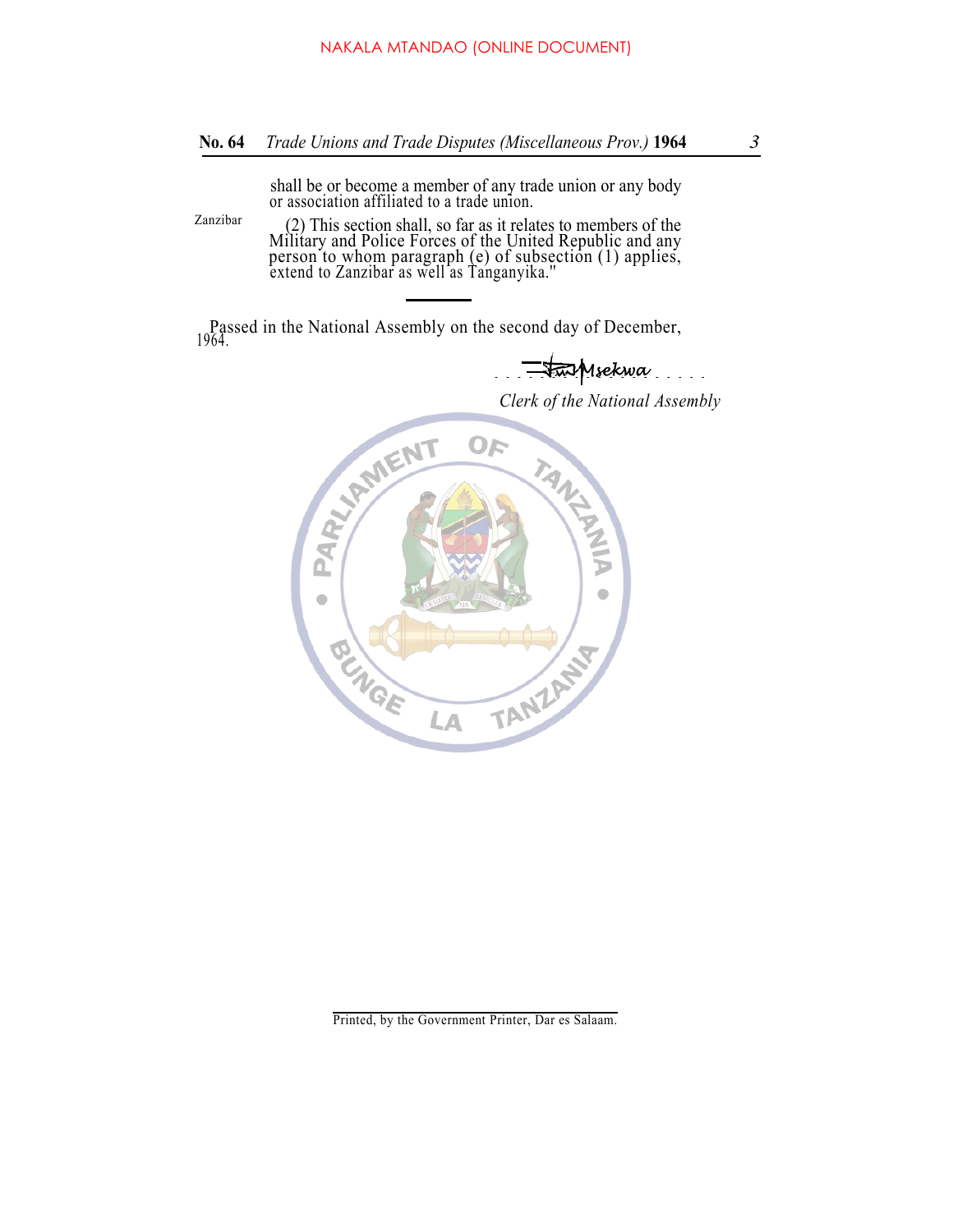shall be or become a member of any trade union or any body or association affiliated to a trade union.

Zanzibar

(2) This section shall, so far as it relates to members of the Military and Police Forces of the United Republic and any person to whom paragraph (e) of subsection (1) applies, extend to Zanzibar as well as Tanganyika."

Passed in the National Assembly on the second day of December, 1964.

Msekwa

*Clerk of the National Assembly*

Printed, by the Government Printer, Dar es Salaam.